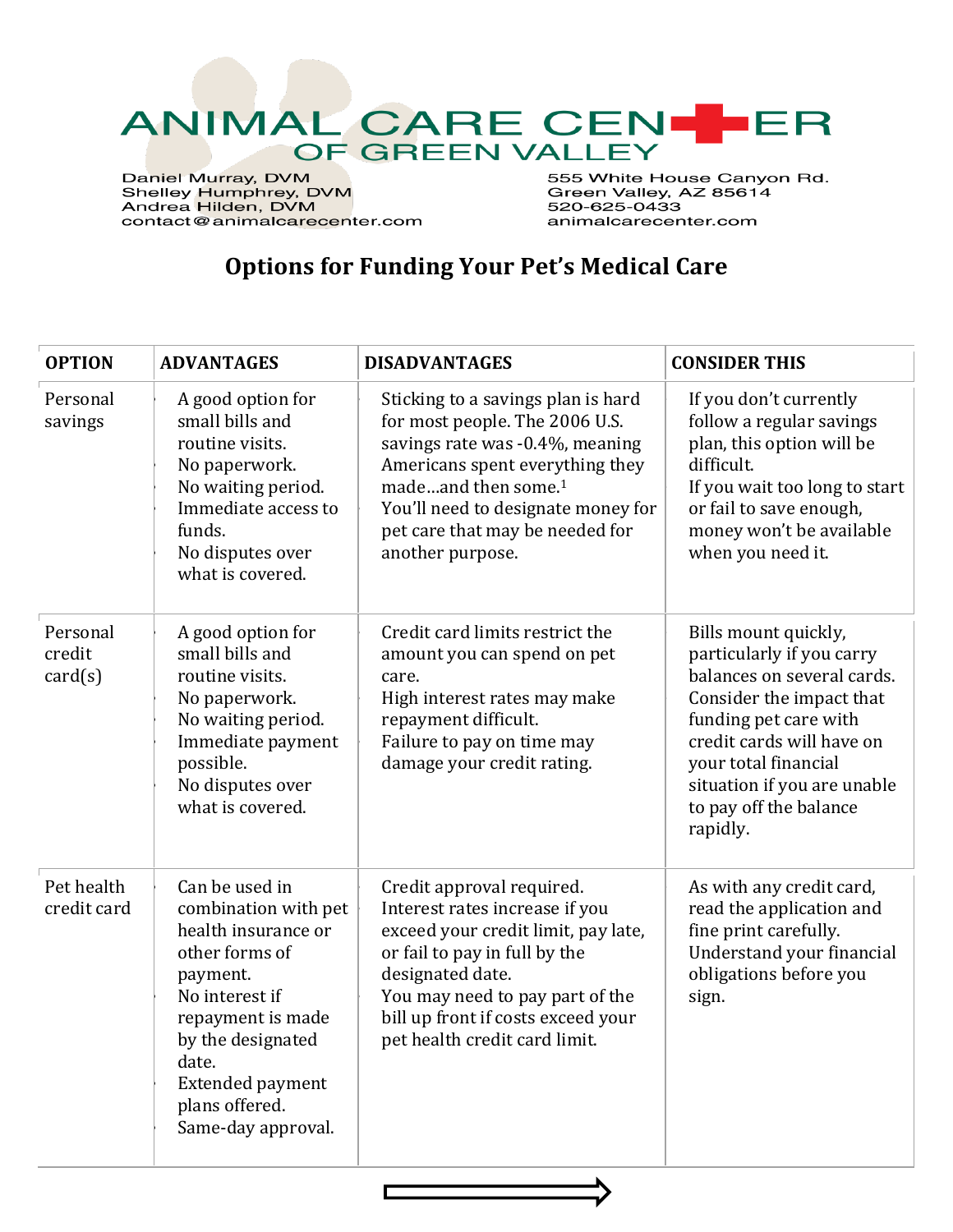# ANIMAL CARE CENTER OF GREEN VALLEY

Daniel Murray, DVM
Shelley Humphrey, DVM
Andrea Hilden, DVM
contact@animalcarecenter.com

555 White House Canyon Rd.
Green Valley, AZ 85614
520-625-0433
animalcarecenter.com

## Options for Funding Your Pet's Medical Care

| OPTION | ADVANTAGES | DISADVANTAGES | CONSIDER THIS |
|---|---|---|---|
| Personal savings | A good option for small bills and routine visits.<br>No paperwork.<br>No waiting period.<br>Immediate access to funds.<br>No disputes over what is covered. | Sticking to a savings plan is hard for most people. The 2006 U.S. savings rate was -0.4%, meaning Americans spent everything they made…and then some.[1]<br>You'll need to designate money for pet care that may be needed for another purpose. | If you don't currently follow a regular savings plan, this option will be difficult.<br>If you wait too long to start or fail to save enough, money won't be available when you need it. |
| Personal credit card(s) | A good option for small bills and routine visits.<br>No paperwork.<br>No waiting period.<br>Immediate payment possible.<br>No disputes over what is covered. | Credit card limits restrict the amount you can spend on pet care.<br>High interest rates may make repayment difficult.<br>Failure to pay on time may damage your credit rating. | Bills mount quickly, particularly if you carry balances on several cards. Consider the impact that funding pet care with credit cards will have on your total financial situation if you are unable to pay off the balance rapidly. |
| Pet health credit card | Can be used in combination with pet health insurance or other forms of payment.<br>No interest if repayment is made by the designated date.<br>Extended payment plans offered.<br>Same-day approval. | Credit approval required.<br>Interest rates increase if you exceed your credit limit, pay late, or fail to pay in full by the designated date.<br>You may need to pay part of the bill up front if costs exceed your pet health credit card limit. | As with any credit card, read the application and fine print carefully. Understand your financial obligations before you sign. |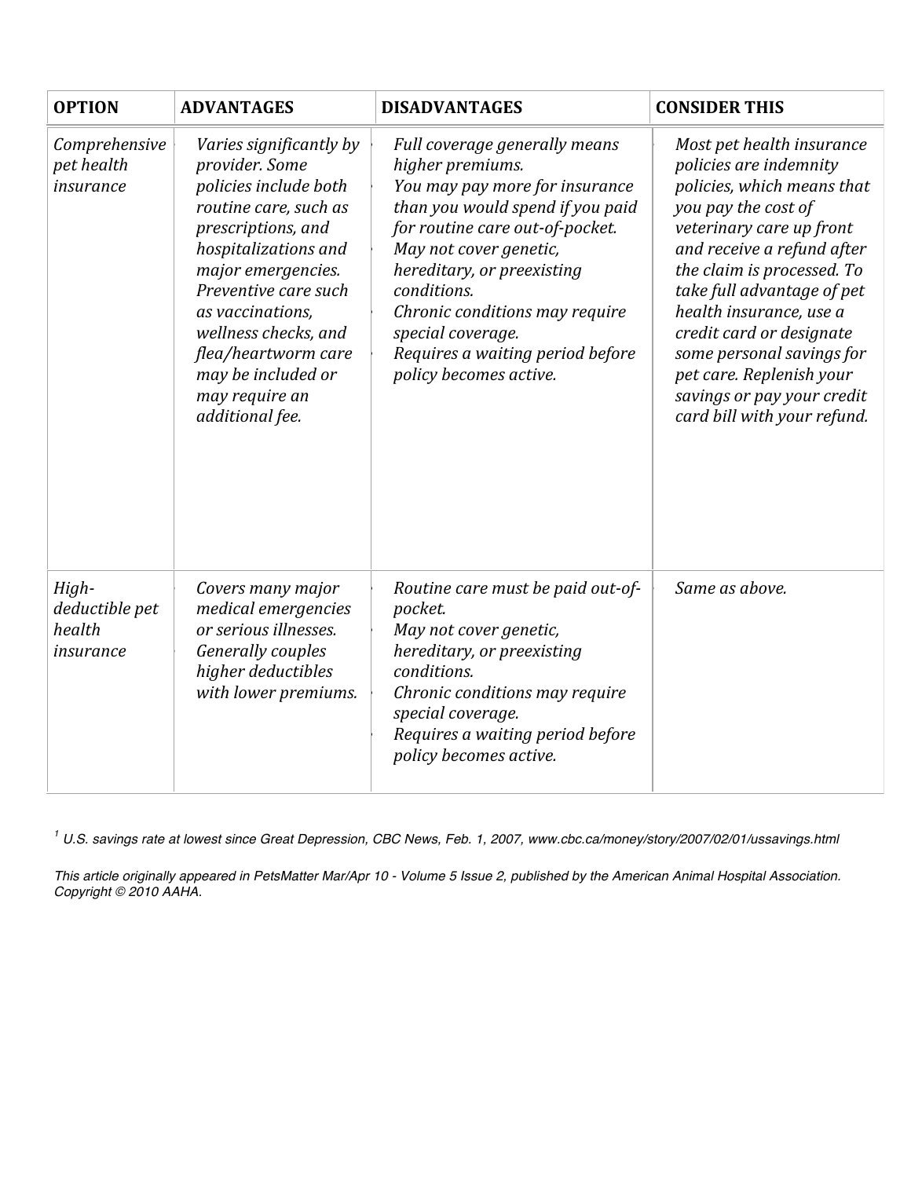| OPTION | ADVANTAGES | DISADVANTAGES | CONSIDER THIS |
|---|---|---|---|
| *Comprehensive pet health insurance* | *Varies significantly by provider. Some policies include both routine care, such as prescriptions, and hospitalizations and major emergencies. Preventive care such as vaccinations, wellness checks, and flea/heartworm care may be included or may require an additional fee.* | *Full coverage generally means higher premiums.* *You may pay more for insurance than you would spend if you paid for routine care out-of-pocket.* *May not cover genetic, hereditary, or preexisting conditions.* *Chronic conditions may require special coverage.* *Requires a waiting period before policy becomes active.* | *Most pet health insurance policies are indemnity policies, which means that you pay the cost of veterinary care up front and receive a refund after the claim is processed. To take full advantage of pet health insurance, use a credit card or designate some personal savings for pet care. Replenish your savings or pay your credit card bill with your refund.* |
| *High-deductible pet health insurance* | *Covers many major medical emergencies or serious illnesses.* *Generally couples higher deductibles with lower premiums.* | *Routine care must be paid out-of-pocket.* *May not cover genetic, hereditary, or preexisting conditions.* *Chronic conditions may require special coverage.* *Requires a waiting period before policy becomes active.* | *Same as above.* |

[1] *U.S. savings rate at lowest since Great Depression, CBC News, Feb. 1, 2007, www.cbc.ca/money/story/2007/02/01/ussavings.html*

*This article originally appeared in PetsMatter Mar/Apr 10 - Volume 5 Issue 2, published by the American Animal Hospital Association. Copyright © 2010 AAHA.*